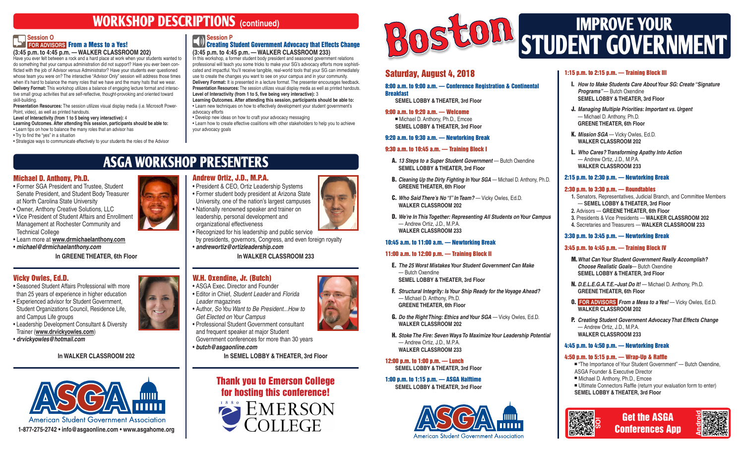# WORKSHOP DESCRIPTIONS (continued)

### Session O

**FOR ADVISORS From a Mess to a Yes!**

**(3:45 p.m. to 4:45 p.m. — WALKER CLASSROOM 202)**

Have you ever felt between a rock and a hard place at work when your students wanted to do something that your campus administration did not support? Have you ever been conflicted with the job of Advisor versus Administrator? Have your students ever questioned whose team you were on? The interactive "Advisor Only" session will address those times when it's hard to balance the many roles that we have and the many hats that we wear.

**Delivery Format:** This workshop utilizes a balance of engaging lecture format and interactive small group activities that are self-reflective, thought-provoking and oriented toward skill-building.

**Presentation Resources:** The session utilizes visual display media (i.e. Microsoft PowerPoint, video), as well as printed handouts.

**Level of Interactivity (from 1 to 5 being very interactive):** 4

**Learning Outcomes. After attending this session, participants should be able to:**

- Learn tips on how to balance the many roles that an advisor has
- Try to find the "yes" in a situation
- Strategize ways to communicate effectively to your students the roles of the Advisor

### Session P

**Creating Student Government Advocacy that Effects Change**

**(3:45 p.m. to 4:45 p.m. — WALKER CLASSROOM 233)**

In this workshop, a former student body president and seasoned government relations professional will teach you some tricks to make your SG's advocacy efforts more sophisticated and impactful. You'll receive tangible, real-world tools that your SG can immediately use to create the changes you want to see on your campus and in your community.

**Delivery Format:** It is presented in a lecture format. The presenter encourages feedback.

**Presentation Resources:** The session utilizes visual display media as well as printed handouts.

**Level of Interactivity (from 1 to 5, five being very interactive):** 3

**Learning Outcomes. After attending this session, participants should be able to:**

- Learn new techniques on how to effectively development your student government's advocacy efforts
- Develop new ideas on how to craft your advocacy messaging
- Learn how to create effective coalitions with other stakeholders to help you to achieve your advocacy goals

# ASGA WORKSHOP PRESENTERS

### Michael D. Anthony, Ph.D.

- Former SGA President and Trustee, Student Senate President, and Student Body Treasurer at North Carolina State University
- Owner, Anthony Creative Solutions, LLC
- Vice President of Student Affairs and Enrollment Management at Rochester Community and Technical College
- Learn more at **www.drmichaelanthony.com**
- ***michael@drmichaelanthony.com***

**In GREENE THEATER, 6th Floor**

### Vicky Owles, Ed.D.

- Seasoned Student Affairs Professional with more than 25 years of experience in higher education
- Experienced advisor for Student Government, Student Organizations Council, Residence Life, and Campus Life groups
- Leadership Development Consultant & Diversity Trainer (**www.drvickyowles.com**)
- ***drvickyowles@hotmail.com***

**In WALKER CLASSROOM 202**

### Andrew Ortiz, J.D., M.P.A.

- President & CEO, Ortiz Leadership Systems
- Former student body president at Arizona State University, one of the nation's largest campuses
- Nationally renowned speaker and trainer on leadership, personal development and organizational effectiveness
- Recognized for his leadership and public service by presidents, governors, Congress, and even foreign royalty
- ***andrewortiz@ortizleadership.com***

**In WALKER CLASSROOM 233**

### W.H. Oxendine, Jr. (Butch)

- ASGA Exec. Director and Founder
- Editor in Chief, *Student Leader* and *Florida Leader* magazines
- Author, *So You Want to Be President...How to Get Elected on Your Campus*
- Professional Student Government consultant and frequent speaker at major Student Government conferences for more than 30 years
- ***butch@asgaonline.com***

**In SEMEL LOBBY & THEATER, 3rd Floor**

ASGA American Student Government Association

1-877-275-2742 • info@asgaonline.com • www.asgahome.org

**Thank you to Emerson College for hosting this conference!**

Emerson College

# Boston — IMPROVE YOUR STUDENT GOVERNMENT

## Saturday, August 4, 2018

**8:00 a.m. to 9:00 a.m. — Conference Registration & Continental Breakfast**
SEMEL LOBBY & THEATER, 3rd Floor

**9:00 a.m. to 9:20 a.m. — Welcome**
- Michael D. Anthony, Ph.D., Emcee

SEMEL LOBBY & THEATER, 3rd Floor

**9:20 a.m. to 9:30 a.m. — Newtorking Break**

**9:30 a.m. to 10:45 a.m. — Training Block I**

**A.** *13 Steps to a Super Student Government* — Butch Oxendine
SEMEL LOBBY & THEATER, 3rd Floor

**B.** *Cleaning Up the Dirty Fighting In Your SGA* — Michael D. Anthony, Ph.D.
GREENE THEATER, 6th Floor

**C.** *Who Said There's No "I" In Team?* — Vicky Owles, Ed.D.
WALKER CLASSROOM 202

**D.** *We're In This Together: Representing All Students on Your Campus* — Andrew Ortiz, J.D., M.P.A.
WALKER CLASSROOM 233

**10:45 a.m. to 11:00 a.m. — Newtorking Break**

**11:00 a.m. to 12:00 p.m. — Training Block II**

**E.** *The 25 Worst Mistakes Your Student Government Can Make* — Butch Oxendine
SEMEL LOBBY & THEATER, 3rd Floor

**F.** *Structural Integrity: Is Your Ship Ready for the Voyage Ahead?* — Michael D. Anthony, Ph.D.
GREENE THEATER, 6th Floor

**G.** *Do the Right Thing: Ethics and Your SGA* — Vicky Owles, Ed.D.
WALKER CLASSROOM 202

**H.** *Stoke The Fire: Seven Ways To Maximize Your Leadership Potential* — Andrew Ortiz, J.D., M.P.A.
WALKER CLASSROOM 233

**12:00 p.m. to 1:00 p.m. — Lunch**
SEMEL LOBBY & THEATER, 3rd Floor

**1:00 p.m. to 1:15 p.m. — ASGA Halftime**
SEMEL LOBBY & THEATER, 3rd Floor

**1:15 p.m. to 2:15 p.m. — Training Block III**

**I.** *How to Make Students Care About Your SG: Create "Signature Programs"* — Butch Oxendine
SEMEL LOBBY & THEATER, 3rd Floor

**J.** *Managing Multiple Priorities: Important vs. Urgent* — Michael D. Anthony, Ph.D.
GREENE THEATER, 6th Floor

**K.** *Mission SGA* — Vicky Owles, Ed.D.
WALKER CLASSROOM 202

**L.** *Who Cares? Transforming Apathy Into Action* — Andrew Ortiz, J.D., M.P.A.
WALKER CLASSROOM 233

**2:15 p.m. to 2:30 p.m. — Newtorking Break**

**2:30 p.m. to 3:30 p.m. — Roundtables**

1. Senators, Representatives, Judicial Branch, and Committee Members — **SEMEL LOBBY & THEATER, 3rd Floor**
2. Advisors — **GREENE THEATER, 6th Floor**
3. Presidents & Vice Presidents — **WALKER CLASSROOM 202**
4. Secretaries and Treasurers — **WALKER CLASSROOM 233**

**3:30 p.m. to 3:45 p.m. — Newtorking Break**

**3:45 p.m. to 4:45 p.m. — Training Block IV**

**M.** *What Can Your Student Government Really Accomplish? Choose Realistic Goals*— Butch Oxendine
SEMEL LOBBY & THEATER, 3rd Floor

**N.** *D.E.L.E.G.A.T.E.–Just Do It!* — Michael D. Anthony, Ph.D.
GREENE THEATER, 6th Floor

**O.** **FOR ADVISORS** *From a Mess to a Yes!* — Vicky Owles, Ed.D.
WALKER CLASSROOM 202

**P.** *Creating Student Government Advocacy That Effects Change* — Andrew Ortiz, J.D., M.P.A.
WALKER CLASSROOM 233

**4:45 p.m. to 4:50 p.m. — Newtorking Break**

**4:50 p.m. to 5:15 p.m. — Wrap-Up & Raffle**

- "The Importance of Your Student Government" — Butch Oxendine, ASGA Founder & Executive Director
- Michael D. Anthony, Ph.D., Emcee
- Ultimate Connectors Raffle (return your evaluation form to enter)

SEMEL LOBBY & THEATER, 3rd Floor

ASGA American Student Government Association

iOS — **Get the ASGA Conferences App** — Android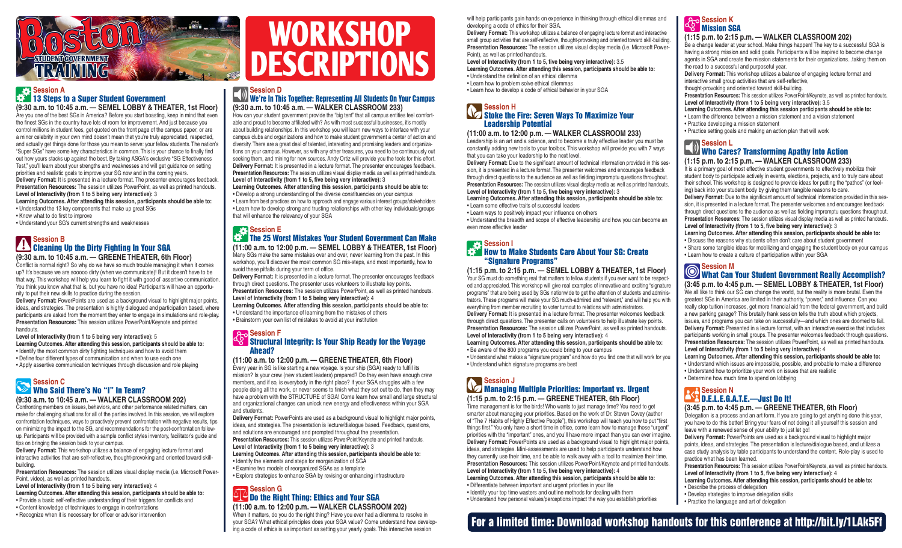# Boston Student Government Training

# WORKSHOP DESCRIPTIONS

## Session A
### 13 Steps to a Super Student Government
**(9:30 a.m. to 10:45 a.m. — SEMEL LOBBY & THEATER, 1st Floor)**

Are you one of the best SGs in America? Before you start boasting, keep in mind that even the finest SGs in the country have lots of room for improvement. And just because you control millions in student fees, get quoted on the front page of the campus paper, or are a minor celebrity in your own mind doesn't mean that you're truly appreciated, respected, and actually get things done for those you mean to serve: your fellow students. The nation's "Super SGs" have some key characteristics in common. This is your chance to finally find out how yours stacks up against the best. By taking ASGA's exclusive "SG Effectiveness Test," you'll learn about your strengths and weaknesses and will get guidance on setting priorities and realistic goals to improve your SG now and in the coming years.

**Delivery Format:** It is presented in a lecture format. The presenter encourages feedback.

**Presentation Resources:** The session utilizes PowerPoint, as well as printed handouts.

**Level of Interactivity (from 1 to 5 being very interactive):** 3

**Learning Outcomes. After attending this session, participants should be able to:**
- Understand the 13 key components that make up great SGs
- Know what to do first to improve
- Understand your SG's current strengths and weaknesses

## Session B
### Cleaning Up the Dirty Fighting In Your SGA
**(9:30 a.m. to 10:45 a.m. — GREENE THEATER, 6th Floor)**

Conflict is normal right? So why do we have so much trouble managing it when it comes up? It's because we are sooooo dirty (when we communicate)! But it doesn't have to be that way. This workshop will help you learn to fight it with good ol' assertive communication. You think you know what that is, but you have no idea! Participants will have an opportunity to put their new skills to practice during the session.

**Delivery Format:** PowerPoints are used as a background visual to highlight major points, ideas, and strategies. The presentation is highly dialogued and participation based, where participants are asked from the moment they enter to engage in simulations and role-play.

**Presentation Resources:** This session utilizes PowerPoint/Keynote and printed handouts.

**Level of Interactivity (from 1 to 5 being very interactive):** 5

**Learning Outcomes. After attending this session, participants should be able to:**
- Identify the most common dirty fighting techniques and how to avoid them
- Define four different types of communication and when to use each one
- Apply assertive communication techniques through discussion and role playing

## Session C
### Who Said There's No "I" In Team?
**(9:30 a.m. to 10:45 a.m. — WALKER CLASSROOM 202)**

Confronting members on issues, behaviors, and other performance related matters, can make for challenging situations for all of the parties involved. In this session, we will explore confrontation techniques, ways to proactively prevent confrontation with negative results, tips on minimizing the impact to the SG, and recommendations for the post-confrontation follow-up. Participants will be provided with a sample conflict styles inventory, facilitator's guide and tips on bringing the session back to your campus.

**Delivery Format:** This workshop utilizes a balance of engaging lecture format and interactive activities that are self-reflective, thought-provoking and oriented toward skill-building.

**Presentation Resources:** The session utilizes visual display media (i.e. Microsoft Power-Point, video), as well as printed handouts.

**Level of Interactivity (from 1 to 5 being very interactive):** 4

**Learning Outcomes. After attending this session, participants should be able to:**
- Provide a basic self-reflective understanding of their triggers for conflicts and
- Content knowledge of techniques to engage in confrontations
- Recognize when it is necessary for officer or advisor intervention

## Session D
### We're In This Together: Representing All Students On Your Campus
**(9:30 a.m. to 10:45 a.m. — WALKER CLASSROOM 233)**

How can your student government provide the "big tent" that all campus entities feel comfortable and proud to become affiliated with? As with most successful businesses, it's mostly about building relationships. In this workshop you will learn new ways to interface with your campus clubs and organizations and how to make student government a center of action and diversity. There are a great deal of talented, interesting and promising leaders and organizations on your campus. However, as with any other treasures, you need to be continuously out seeking them, and mining for new sources. Andy Ortiz will provide you the tools for this effort.

**Delivery Format:** It is presented in a lecture format. The presenter encourages feedback.

**Presentation Resources:** The session utilizes visual display media as well as printed handouts.

**Level of Interactivity (from 1 to 5, five being very interactive):** 3

**Learning Outcomes. After attending this session, participants should be able to:**
- Develop a strong understanding of the diverse constituencies on your campus
- Learn from best practices on how to approach and engage various interest groups/stakeholders
- Learn how to develop strong and trusting relationships with other key individuals/groups that will enhance the relevancy of your SGA

## Session E
### The 25 Worst Mistakes Your Student Government Can Make
**(11:00 a.m. to 12:00 p.m. — SEMEL LOBBY & THEATER, 1st Floor)**

Many SGAs make the same mistakes over and over, never learning from the past. In this workshop, you'll discover the most common SG mis-steps, and most importantly, how to avoid these pitfalls during your term of office.

**Delivery Format:** It is presented in a lecture format. The presenter encourages feedback through direct questions. The presenter uses volunteers to illustrate key points.

**Presentation Resources:** The session utilizes PowerPoint, as well as printed handouts.

**Level of Interactivity (from 1 to 5 being very interactive):** 4

**Learning Outcomes. After attending this session, participants should be able to:**
- Understand the importance of learning from the mistakes of others
- Brainstorm your own list of mistakes to avoid at your institution

## Session F
### Structural Integrity: Is Your Ship Ready for the Voyage Ahead?
**(11:00 a.m. to 12:00 p.m. — GREENE THEATER, 6th Floor)**

Every year in SG is like starting a new voyage. Is your ship (SGA) ready to fulfill its mission? Is your crew (new student leaders) prepared? Do they even have enough crew members, and if so, is everybody in the right place? If your SGA struggles with a few people doing all the work, or never seems to finish what they set out to do, then they may have a problem with the STRUCTURE of SGA! Come learn how small and large structural and organizational changes can unlock new energy and effectiveness within your SGA and students.

**Delivery Format:** PowerPoints are used as a background visual to highlight major points, ideas, and strategies. The presentation is lecture/dialogue based. Feedback, questions, and solutions are encouraged and prompted throughout the presentation.

**Presentation Resources:** This session utilizes PowerPoint/Keynote and printed handouts.

**Level of Interactivity (from 1 to 5 being very interactive):** 3

**Learning Outcomes. After attending this session, participants should be able to:**
- Identify the elements and steps for reorganization of SGA
- Examine two models of reorganized SGAs as a template
- Explore strategies to enhance SGA by revising or enhancing infrastructure

## Session G
### Do the Right Thing: Ethics and Your SGA
**(11:00 a.m. to 12:00 p.m. — WALKER CLASSROOM 202)**

When it matters, do you do the right thing? Have you ever had a dilemma to resolve in your SGA? What ethical principles does your SGA value? Come understand how developing a code of ethics is as important as setting your yearly goals. This interactive session will help participants gain hands on experience in thinking through ethical dilemmas and developing a code of ethics for their SGA.

**Delivery Format:** This workshop utilizes a balance of engaging lecture format and interactive small group activities that are self-reflective, thought-provoking and oriented toward skill-building.

**Presentation Resources:** The session utilizes visual display media (i.e. Microsoft Power-Point), as well as printed handouts.

**Level of Interactivity (from 1 to 5, five being very interactive):** 3.5

**Learning Outcomes. After attending this session, participants should be able to:**
- Understand the definition of an ethical dilemma
- Learn how to problem solve ethical dilemmas
- Learn how to develop a code of ethical behavior in your SGA

## Session H
### Stoke the Fire: Seven Ways To Maximize Your Leadership Potential
**(11:00 a.m. to 12:00 p.m. — WALKER CLASSROOM 233)**

Leadership is an art and a science, and to become a truly effective leader you must be constantly adding new tools to your toolbox. This workshop will provide you with 7 ways that you can take your leadership to the next level.

**Delivery Format:** Due to the significant amount of technical information provided in this session, it is presented in a lecture format. The presenter welcomes and encourages feedback through direct questions to the audience as well as fielding impromptu questions throughout.

**Presentation Resources:** The session utilizes visual display media as well as printed handouts.

**Level of Interactivity (from 1 to 5, five being very interactive):** 3

**Learning Outcomes. After attending this session, participants should be able to:**
- Learn some effective traits of successful leaders
- Learn ways to positively impact your influence on others
- Understand the breadth and scope of effective leadership and how you can become an even more effective leader

## Session I
### How to Make Students Care About Your SG: Create "Signature Programs"
**(1:15 p.m. to 2:15 p.m. — SEMEL LOBBY & THEATER, 1st Floor)**

Your SG must do something real that matters to fellow students if you ever want to be respected and appreciated. This workshop will give real examples of innovative and exciting "signature programs" that are being used by SGs nationwide to get the attention of students and administrators. These programs will make your SG much-admired and "relevant," and will help you with everything from member recruiting to voter turnout to relations with administrators.

**Delivery Format:** It is presented in a lecture format. The presenter welcomes feedback through direct questions. The presenter calls on volunteers to help illustrate key points.

**Presentation Resources:** The session utilizes PowerPoint, as well as printed handouts.

**Level of Interactivity (from 1 to 5 being very interactive):** 4

**Learning Outcomes. After attending this session, participants should be able to:**
- Be aware of the 800 programs you could bring to your campus
- Understand what makes a "signature program" and how do you find one that will work for you
- Understand which signature programs are best

## Session J
### Managing Multiple Priorities: Important vs. Urgent
**(1:15 p.m. to 2:15 p.m. — GREENE THEATER, 6th Floor)**

Time management is for the birds! Who wants to just manage time? You need to get smarter about managing your priorities. Based on the work of Dr. Steven Covey (author of "The 7 Habits of Highly Effective People"), this workshop will teach you how to put "first things first." You only have a short time in office, come learn how to manage those "urgent" priorities with the "important" ones, and you'll have more impact than you can ever imagine.

**Delivery Format:** PowerPoints are used as a background visual to highlight major points, ideas, and strategies. Mini-assessments are used to help participants understand how they currently use their time, and be able to walk away with a tool to maximize their time.

**Presentation Resources:** This session utilizes PowerPoint/Keynote and printed handouts.

**Level of Interactivity (from 1 to 5, five being very interactive):** 4

**Learning Outcomes. After attending this session, participants should be able to:**
- Differentiate between important and urgent priorities in your life
- Identify your top time wasters and outline methods for dealing with them
- Understand how personal values/perceptions impact the way you establish priorities

## Session K
### Mission SGA
**(1:15 p.m. to 2:15 p.m. — WALKER CLASSROOM 202)**

Be a change leader at your school. Make things happen! The key to a successful SGA is having a strong mission and solid goals. Participants will be inspired to become change agents in SGA and create the mission statements for their organizations...taking them on the road to a successful and purposeful year.

**Delivery Format:** This workshop utilizes a balance of engaging lecture format and interactive small group activities that are self-reflective, thought-provoking and oriented toward skill-building.

**Presentation Resources:** This session utilizes PowerPoint/Keynote, as well as printed handouts.

**Level of Interactivity (from 1 to 5 being very interactive):** 3.5

**Learning Outcomes. After attending this session participants should be able to:**
- Learn the difference between a mission statement and a vision statement
- Practice developing a mission statement
- Practice setting goals and making an action plan that will work

## Session L
### Who Cares? Transforming Apathy Into Action
**(1:15 p.m. to 2:15 p.m. — WALKER CLASSROOM 233)**

It is a primary goal of most effective student governments to effectively mobilize their student body to participate actively in events, elections, projects, and to truly care about their school. This workshop is designed to provide ideas for putting the "pathos" (or feeling) back into your student body by giving them tangible reasons to care.

**Delivery Format:** Due to the significant amount of technical information provided in this session, it is presented in a lecture format. The presenter welcomes and encourages feedback through direct questions to the audience as well as fielding impromptu questions throughout.

**Presentation Resources:** The session utilizes visual display media as well as printed handouts.

**Level of Interactivity (from 1 to 5, five being very interactive):** 3

**Learning Outcomes. After attending this session, participants should be able to:**
- Discuss the reasons why students often don't care about student government
- Share some tangible ideas for mobilizing and engaging the student body on your campus
- Learn how to create a culture of participation within your SGA

## Session M
### What Can Your Student Government Really Accomplish?
**(3:45 p.m. to 4:45 p.m. — SEMEL LOBBY & THEATER, 1st Floor)**

We all like to think our SG can change the world, but the reality is more brutal. Even the greatest SGs in America are limited in their authority, "power," and influence. Can you really stop tuition increases, get more financial aid from the federal government, and build a new parking garage? This brutally frank session tells the truth about which projects, issues, and programs you can take on successfully—and which ones are doomed to fail.

**Delivery Format:** Presented in a lecture format, with an interactive exercise that includes participants working in small groups. The presenter welcomes feedback through questions.

**Presentation Resources:** The session utilizes PowerPoint, as well as printed handouts.

**Level of Interactivity (from 1 to 5 being very interactive):** 4

**Learning Outcomes. After attending this session, participants should be able to:**
- Understand which issues are impossible, possible, and probable to make a difference
- Understand how to prioritize your work on issues that are realistic
- Determine how much time to spend on lobbying

## Session N
### D.E.L.E.G.A.T.E.—Just Do It!
**(3:45 p.m. to 4:45 p.m. — GREENE THEATER, 6th Floor)**

Delegation is a process and an art form. If you are going to get anything done this year, you have to do this better! Bring your fears of not doing it all yourself this session and leave with a renewed sense of your ability to just let go!

**Delivery Format:** PowerPoints are used as a background visual to highlight major points, ideas, and strategies. The presentation is lecture/dialogue based, and utilizes a case study analysis by table participants to understand the content. Role-play is used to practice what has been learned.

**Presentation Resources:** This session utilizes PowerPoint/Keynote, as well as printed handouts.

**Level of Interactivity (from 1 to 5, five being very interactive):** 4

**Learning Outcomes. After attending this session, participants should be able to:**
- Describe the process of delegation
- Develop strategies to improve delegation skills
- Practice the language and art of delegation

**For a limited time: Download workshop handouts for this conference at http://bit.ly/1LAk5Ff**